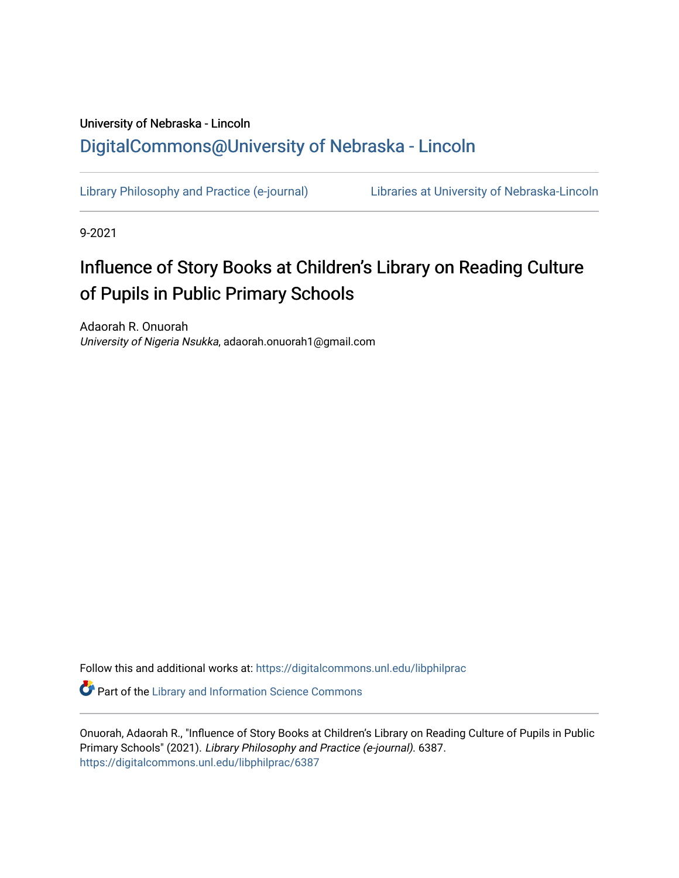University of Nebraska - Lincoln

DigitalCommons@University of Nebraska - Lincoln

Library Philosophy and Practice (e-journal) Libraries at University of Nebraska-Lincoln

9-2021

# Influence of Story Books at Children's Library on Reading Culture of Pupils in Public Primary Schools

Adaorah R. Onuorah
*University of Nigeria Nsukka*, adaorah.onuorah1@gmail.com

Follow this and additional works at: https://digitalcommons.unl.edu/libphilprac

Part of the Library and Information Science Commons

Onuorah, Adaorah R., "Influence of Story Books at Children's Library on Reading Culture of Pupils in Public Primary Schools" (2021). *Library Philosophy and Practice (e-journal)*. 6387.
https://digitalcommons.unl.edu/libphilprac/6387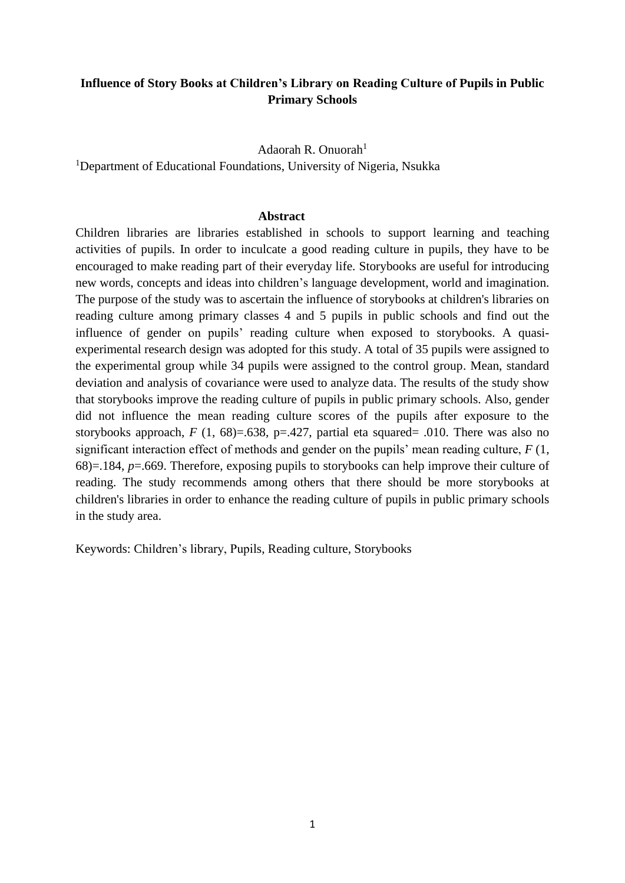# Influence of Story Books at Children's Library on Reading Culture of Pupils in Public Primary Schools

Adaorah R. Onuorah[1]

[1]Department of Educational Foundations, University of Nigeria, Nsukka

## Abstract

Children libraries are libraries established in schools to support learning and teaching activities of pupils. In order to inculcate a good reading culture in pupils, they have to be encouraged to make reading part of their everyday life. Storybooks are useful for introducing new words, concepts and ideas into children's language development, world and imagination. The purpose of the study was to ascertain the influence of storybooks at children's libraries on reading culture among primary classes 4 and 5 pupils in public schools and find out the influence of gender on pupils' reading culture when exposed to storybooks. A quasi-experimental research design was adopted for this study. A total of 35 pupils were assigned to the experimental group while 34 pupils were assigned to the control group. Mean, standard deviation and analysis of covariance were used to analyze data. The results of the study show that storybooks improve the reading culture of pupils in public primary schools. Also, gender did not influence the mean reading culture scores of the pupils after exposure to the storybooks approach, $F$ (1, 68)=.638, p=.427, partial eta squared= .010. There was also no significant interaction effect of methods and gender on the pupils' mean reading culture, $F$ (1, 68)=.184, $p$=.669. Therefore, exposing pupils to storybooks can help improve their culture of reading. The study recommends among others that there should be more storybooks at children's libraries in order to enhance the reading culture of pupils in public primary schools in the study area.

Keywords: Children's library, Pupils, Reading culture, Storybooks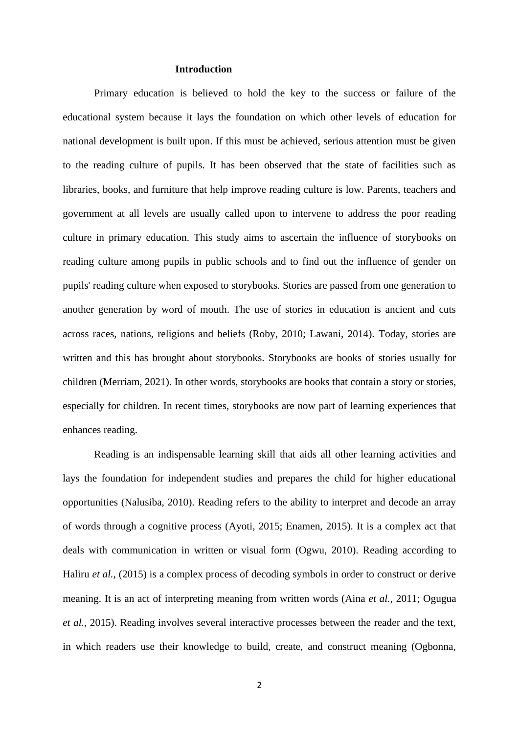# Introduction

Primary education is believed to hold the key to the success or failure of the educational system because it lays the foundation on which other levels of education for national development is built upon. If this must be achieved, serious attention must be given to the reading culture of pupils. It has been observed that the state of facilities such as libraries, books, and furniture that help improve reading culture is low. Parents, teachers and government at all levels are usually called upon to intervene to address the poor reading culture in primary education. This study aims to ascertain the influence of storybooks on reading culture among pupils in public schools and to find out the influence of gender on pupils' reading culture when exposed to storybooks. Stories are passed from one generation to another generation by word of mouth. The use of stories in education is ancient and cuts across races, nations, religions and beliefs (Roby, 2010; Lawani, 2014). Today, stories are written and this has brought about storybooks. Storybooks are books of stories usually for children (Merriam, 2021). In other words, storybooks are books that contain a story or stories, especially for children. In recent times, storybooks are now part of learning experiences that enhances reading.

Reading is an indispensable learning skill that aids all other learning activities and lays the foundation for independent studies and prepares the child for higher educational opportunities (Nalusiba, 2010). Reading refers to the ability to interpret and decode an array of words through a cognitive process (Ayoti, 2015; Enamen, 2015). It is a complex act that deals with communication in written or visual form (Ogwu, 2010). Reading according to Haliru *et al.,* (2015) is a complex process of decoding symbols in order to construct or derive meaning. It is an act of interpreting meaning from written words (Aina *et al.,* 2011; Ogugua *et al.,* 2015). Reading involves several interactive processes between the reader and the text, in which readers use their knowledge to build, create, and construct meaning (Ogbonna,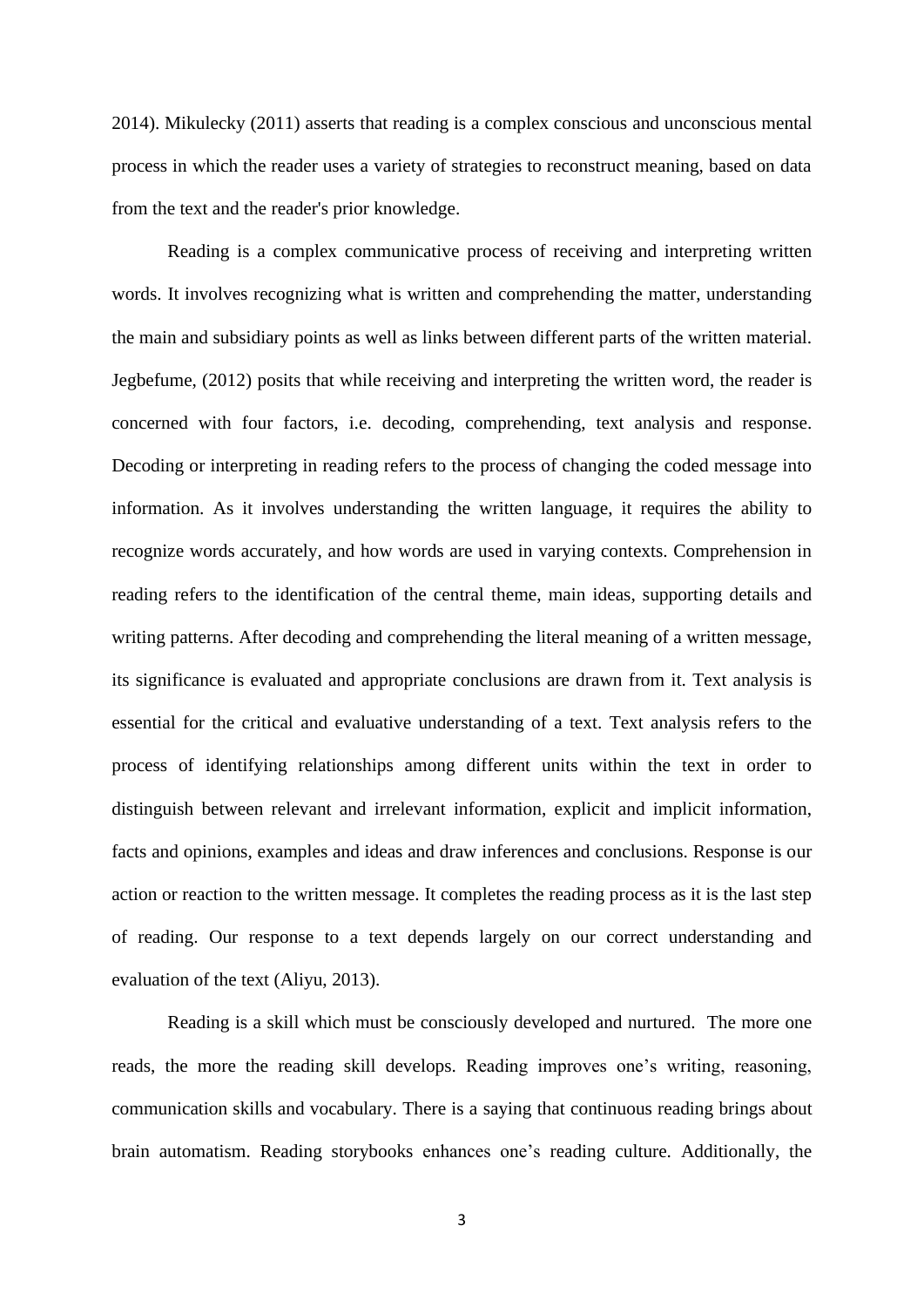2014). Mikulecky (2011) asserts that reading is a complex conscious and unconscious mental process in which the reader uses a variety of strategies to reconstruct meaning, based on data from the text and the reader's prior knowledge.

Reading is a complex communicative process of receiving and interpreting written words. It involves recognizing what is written and comprehending the matter, understanding the main and subsidiary points as well as links between different parts of the written material. Jegbefume, (2012) posits that while receiving and interpreting the written word, the reader is concerned with four factors, i.e. decoding, comprehending, text analysis and response. Decoding or interpreting in reading refers to the process of changing the coded message into information. As it involves understanding the written language, it requires the ability to recognize words accurately, and how words are used in varying contexts. Comprehension in reading refers to the identification of the central theme, main ideas, supporting details and writing patterns. After decoding and comprehending the literal meaning of a written message, its significance is evaluated and appropriate conclusions are drawn from it. Text analysis is essential for the critical and evaluative understanding of a text. Text analysis refers to the process of identifying relationships among different units within the text in order to distinguish between relevant and irrelevant information, explicit and implicit information, facts and opinions, examples and ideas and draw inferences and conclusions. Response is our action or reaction to the written message. It completes the reading process as it is the last step of reading. Our response to a text depends largely on our correct understanding and evaluation of the text (Aliyu, 2013).

Reading is a skill which must be consciously developed and nurtured. The more one reads, the more the reading skill develops. Reading improves one's writing, reasoning, communication skills and vocabulary. There is a saying that continuous reading brings about brain automatism. Reading storybooks enhances one's reading culture. Additionally, the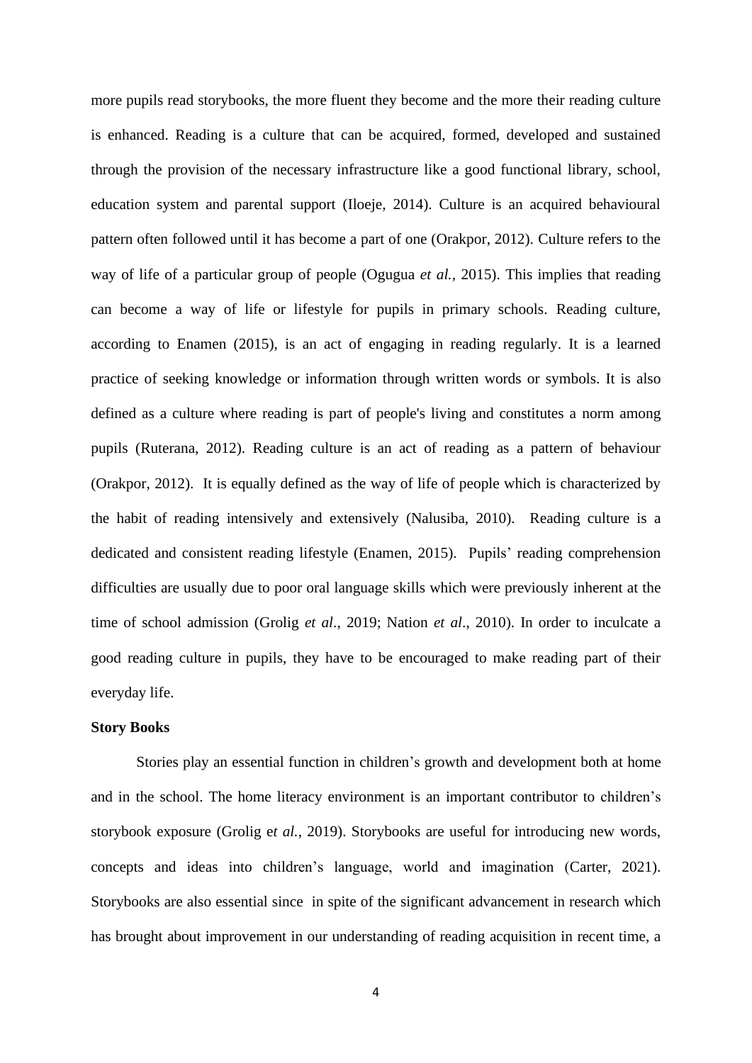more pupils read storybooks, the more fluent they become and the more their reading culture is enhanced. Reading is a culture that can be acquired, formed, developed and sustained through the provision of the necessary infrastructure like a good functional library, school, education system and parental support (Iloeje, 2014). Culture is an acquired behavioural pattern often followed until it has become a part of one (Orakpor, 2012). Culture refers to the way of life of a particular group of people (Ogugua *et al.,* 2015). This implies that reading can become a way of life or lifestyle for pupils in primary schools. Reading culture, according to Enamen (2015), is an act of engaging in reading regularly. It is a learned practice of seeking knowledge or information through written words or symbols. It is also defined as a culture where reading is part of people's living and constitutes a norm among pupils (Ruterana, 2012). Reading culture is an act of reading as a pattern of behaviour (Orakpor, 2012). It is equally defined as the way of life of people which is characterized by the habit of reading intensively and extensively (Nalusiba, 2010). Reading culture is a dedicated and consistent reading lifestyle (Enamen, 2015). Pupils' reading comprehension difficulties are usually due to poor oral language skills which were previously inherent at the time of school admission (Grolig *et al*., 2019; Nation *et al*., 2010). In order to inculcate a good reading culture in pupils, they have to be encouraged to make reading part of their everyday life.

**Story Books**

Stories play an essential function in children's growth and development both at home and in the school. The home literacy environment is an important contributor to children's storybook exposure (Grolig e*t al.*, 2019). Storybooks are useful for introducing new words, concepts and ideas into children's language, world and imagination (Carter, 2021). Storybooks are also essential since in spite of the significant advancement in research which has brought about improvement in our understanding of reading acquisition in recent time, a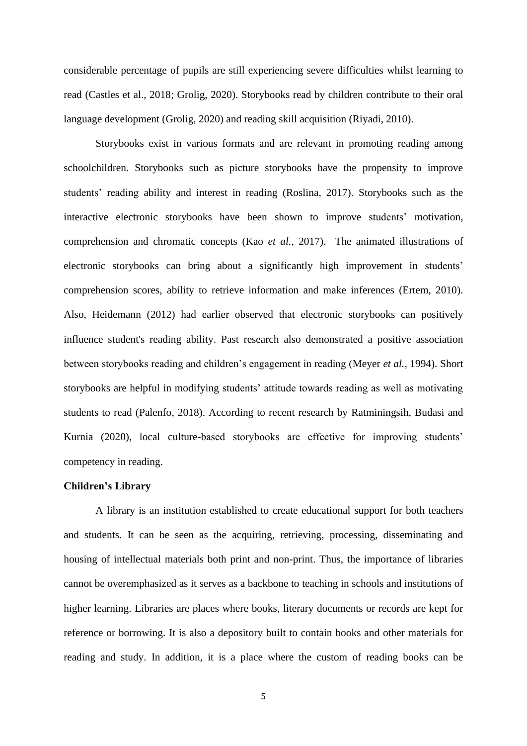considerable percentage of pupils are still experiencing severe difficulties whilst learning to read (Castles et al., 2018; Grolig, 2020). Storybooks read by children contribute to their oral language development (Grolig, 2020) and reading skill acquisition (Riyadi, 2010).

Storybooks exist in various formats and are relevant in promoting reading among schoolchildren. Storybooks such as picture storybooks have the propensity to improve students' reading ability and interest in reading (Roslina, 2017). Storybooks such as the interactive electronic storybooks have been shown to improve students' motivation, comprehension and chromatic concepts (Kao *et al.*, 2017). The animated illustrations of electronic storybooks can bring about a significantly high improvement in students' comprehension scores, ability to retrieve information and make inferences (Ertem, 2010). Also, Heidemann (2012) had earlier observed that electronic storybooks can positively influence student's reading ability. Past research also demonstrated a positive association between storybooks reading and children's engagement in reading (Meyer *et al.*, 1994). Short storybooks are helpful in modifying students' attitude towards reading as well as motivating students to read (Palenfo, 2018). According to recent research by Ratminingsih, Budasi and Kurnia (2020), local culture-based storybooks are effective for improving students' competency in reading.

**Children's Library**

A library is an institution established to create educational support for both teachers and students. It can be seen as the acquiring, retrieving, processing, disseminating and housing of intellectual materials both print and non-print. Thus, the importance of libraries cannot be overemphasized as it serves as a backbone to teaching in schools and institutions of higher learning. Libraries are places where books, literary documents or records are kept for reference or borrowing. It is also a depository built to contain books and other materials for reading and study. In addition, it is a place where the custom of reading books can be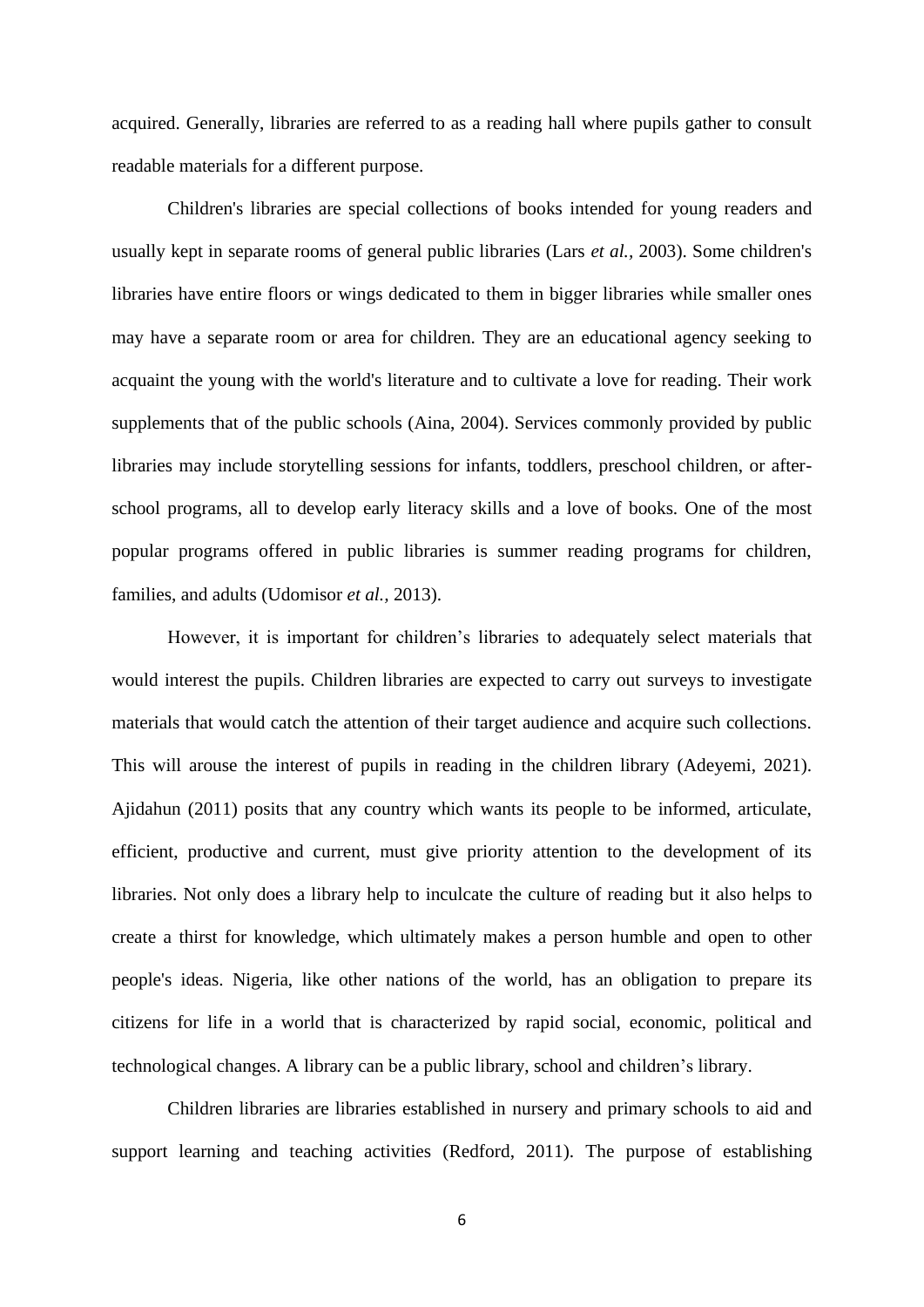acquired. Generally, libraries are referred to as a reading hall where pupils gather to consult readable materials for a different purpose.

Children's libraries are special collections of books intended for young readers and usually kept in separate rooms of general public libraries (Lars *et al.*, 2003). Some children's libraries have entire floors or wings dedicated to them in bigger libraries while smaller ones may have a separate room or area for children. They are an educational agency seeking to acquaint the young with the world's literature and to cultivate a love for reading. Their work supplements that of the public schools (Aina, 2004). Services commonly provided by public libraries may include storytelling sessions for infants, toddlers, preschool children, or after-school programs, all to develop early literacy skills and a love of books. One of the most popular programs offered in public libraries is summer reading programs for children, families, and adults (Udomisor *et al.,* 2013).

However, it is important for children's libraries to adequately select materials that would interest the pupils. Children libraries are expected to carry out surveys to investigate materials that would catch the attention of their target audience and acquire such collections. This will arouse the interest of pupils in reading in the children library (Adeyemi, 2021). Ajidahun (2011) posits that any country which wants its people to be informed, articulate, efficient, productive and current, must give priority attention to the development of its libraries. Not only does a library help to inculcate the culture of reading but it also helps to create a thirst for knowledge, which ultimately makes a person humble and open to other people's ideas. Nigeria, like other nations of the world, has an obligation to prepare its citizens for life in a world that is characterized by rapid social, economic, political and technological changes. A library can be a public library, school and children's library.

Children libraries are libraries established in nursery and primary schools to aid and support learning and teaching activities (Redford, 2011). The purpose of establishing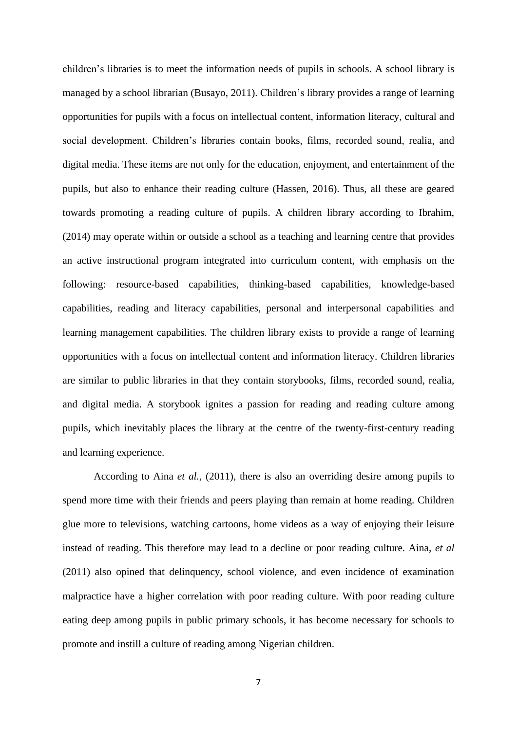children's libraries is to meet the information needs of pupils in schools. A school library is managed by a school librarian (Busayo, 2011). Children's library provides a range of learning opportunities for pupils with a focus on intellectual content, information literacy, cultural and social development. Children's libraries contain books, films, recorded sound, realia, and digital media. These items are not only for the education, enjoyment, and entertainment of the pupils, but also to enhance their reading culture (Hassen, 2016). Thus, all these are geared towards promoting a reading culture of pupils. A children library according to Ibrahim, (2014) may operate within or outside a school as a teaching and learning centre that provides an active instructional program integrated into curriculum content, with emphasis on the following: resource-based capabilities, thinking-based capabilities, knowledge-based capabilities, reading and literacy capabilities, personal and interpersonal capabilities and learning management capabilities. The children library exists to provide a range of learning opportunities with a focus on intellectual content and information literacy. Children libraries are similar to public libraries in that they contain storybooks, films, recorded sound, realia, and digital media. A storybook ignites a passion for reading and reading culture among pupils, which inevitably places the library at the centre of the twenty-first-century reading and learning experience.

According to Aina *et al.*, (2011), there is also an overriding desire among pupils to spend more time with their friends and peers playing than remain at home reading. Children glue more to televisions, watching cartoons, home videos as a way of enjoying their leisure instead of reading. This therefore may lead to a decline or poor reading culture. Aina, *et al* (2011) also opined that delinquency, school violence, and even incidence of examination malpractice have a higher correlation with poor reading culture. With poor reading culture eating deep among pupils in public primary schools, it has become necessary for schools to promote and instill a culture of reading among Nigerian children.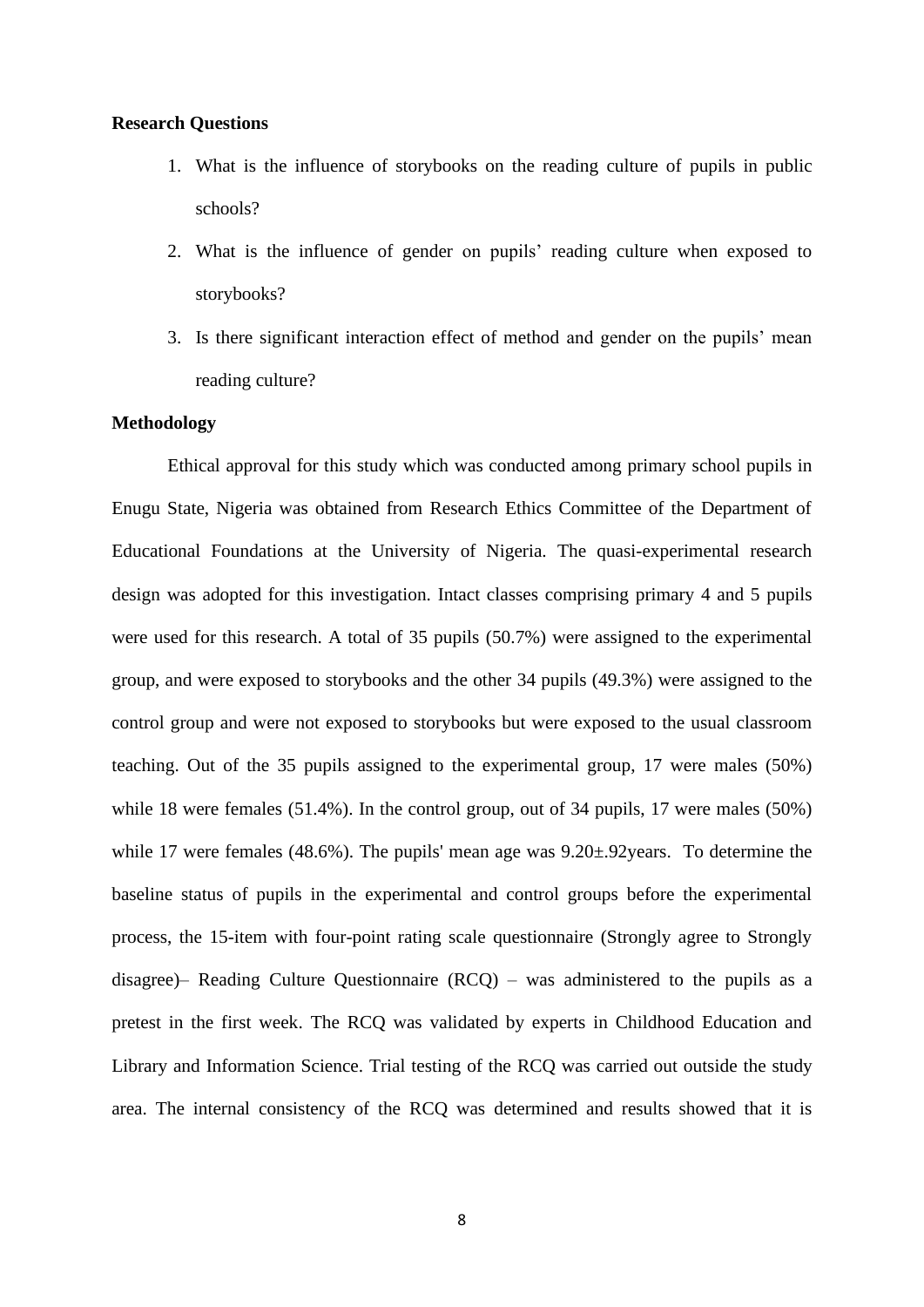**Research Questions**

1. What is the influence of storybooks on the reading culture of pupils in public schools?
2. What is the influence of gender on pupils' reading culture when exposed to storybooks?
3. Is there significant interaction effect of method and gender on the pupils' mean reading culture?

**Methodology**

Ethical approval for this study which was conducted among primary school pupils in Enugu State, Nigeria was obtained from Research Ethics Committee of the Department of Educational Foundations at the University of Nigeria. The quasi-experimental research design was adopted for this investigation. Intact classes comprising primary 4 and 5 pupils were used for this research. A total of 35 pupils (50.7%) were assigned to the experimental group, and were exposed to storybooks and the other 34 pupils (49.3%) were assigned to the control group and were not exposed to storybooks but were exposed to the usual classroom teaching. Out of the 35 pupils assigned to the experimental group, 17 were males (50%) while 18 were females (51.4%). In the control group, out of 34 pupils, 17 were males (50%) while 17 were females (48.6%). The pupils' mean age was 9.20±.92years. To determine the baseline status of pupils in the experimental and control groups before the experimental process, the 15-item with four-point rating scale questionnaire (Strongly agree to Strongly disagree)– Reading Culture Questionnaire (RCQ) – was administered to the pupils as a pretest in the first week. The RCQ was validated by experts in Childhood Education and Library and Information Science. Trial testing of the RCQ was carried out outside the study area. The internal consistency of the RCQ was determined and results showed that it is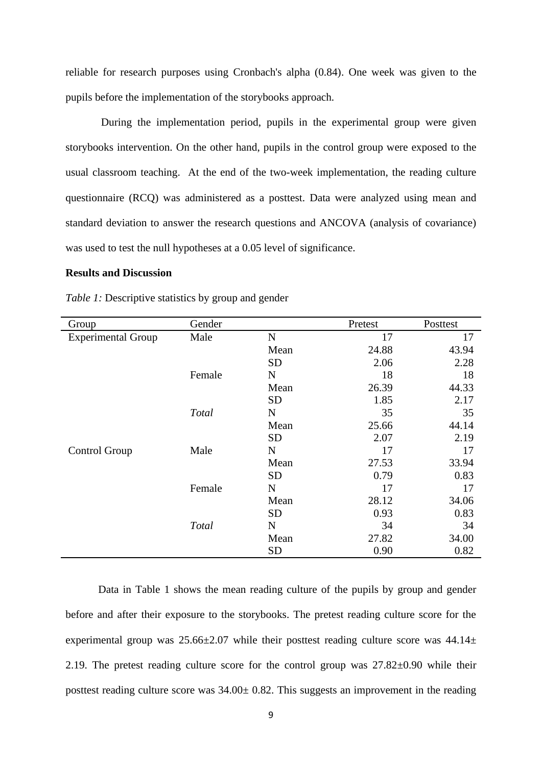reliable for research purposes using Cronbach's alpha (0.84). One week was given to the pupils before the implementation of the storybooks approach.

During the implementation period, pupils in the experimental group were given storybooks intervention. On the other hand, pupils in the control group were exposed to the usual classroom teaching. At the end of the two-week implementation, the reading culture questionnaire (RCQ) was administered as a posttest. Data were analyzed using mean and standard deviation to answer the research questions and ANCOVA (analysis of covariance) was used to test the null hypotheses at a 0.05 level of significance.

**Results and Discussion**

*Table 1:* Descriptive statistics by group and gender

| Group | Gender | | Pretest | Posttest |
|---|---|---|---|---|
| Experimental Group | Male | N | 17 | 17 |
| | | Mean | 24.88 | 43.94 |
| | | SD | 2.06 | 2.28 |
| | Female | N | 18 | 18 |
| | | Mean | 26.39 | 44.33 |
| | | SD | 1.85 | 2.17 |
| | *Total* | N | 35 | 35 |
| | | Mean | 25.66 | 44.14 |
| | | SD | 2.07 | 2.19 |
| Control Group | Male | N | 17 | 17 |
| | | Mean | 27.53 | 33.94 |
| | | SD | 0.79 | 0.83 |
| | Female | N | 17 | 17 |
| | | Mean | 28.12 | 34.06 |
| | | SD | 0.93 | 0.83 |
| | *Total* | N | 34 | 34 |
| | | Mean | 27.82 | 34.00 |
| | | SD | 0.90 | 0.82 |

Data in Table 1 shows the mean reading culture of the pupils by group and gender before and after their exposure to the storybooks. The pretest reading culture score for the experimental group was 25.66±2.07 while their posttest reading culture score was 44.14± 2.19. The pretest reading culture score for the control group was 27.82±0.90 while their posttest reading culture score was 34.00± 0.82. This suggests an improvement in the reading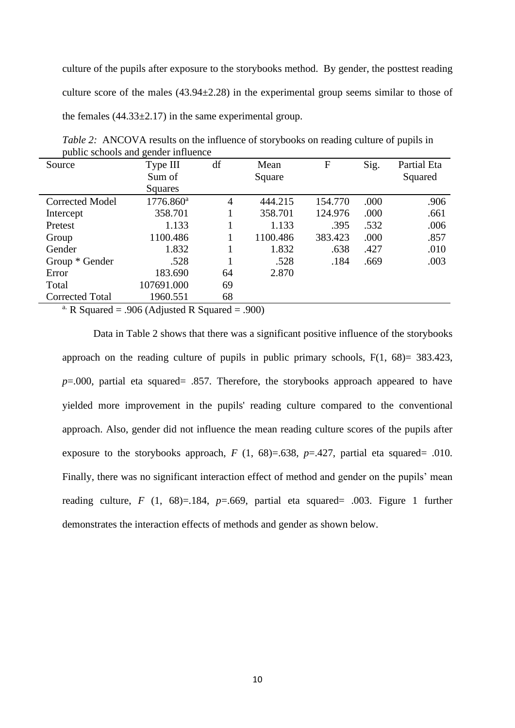culture of the pupils after exposure to the storybooks method. By gender, the posttest reading culture score of the males (43.94±2.28) in the experimental group seems similar to those of the females (44.33±2.17) in the same experimental group.

*Table 2:* ANCOVA results on the influence of storybooks on reading culture of pupils in public schools and gender influence

| Source | Type III Sum of Squares | df | Mean Square | F | Sig. | Partial Eta Squared |
|---|---|---|---|---|---|---|
| Corrected Model | 1776.860[a] | 4 | 444.215 | 154.770 | .000 | .906 |
| Intercept | 358.701 | 1 | 358.701 | 124.976 | .000 | .661 |
| Pretest | 1.133 | 1 | 1.133 | .395 | .532 | .006 |
| Group | 1100.486 | 1 | 1100.486 | 383.423 | .000 | .857 |
| Gender | 1.832 | 1 | 1.832 | .638 | .427 | .010 |
| Group * Gender | .528 | 1 | .528 | .184 | .669 | .003 |
| Error | 183.690 | 64 | 2.870 | | | |
| Total | 107691.000 | 69 | | | | |
| Corrected Total | 1960.551 | 68 | | | | |

[a.] R Squared = .906 (Adjusted R Squared = .900)

Data in Table 2 shows that there was a significant positive influence of the storybooks approach on the reading culture of pupils in public primary schools, $F(1, 68) = 383.423$, $p = .000$, partial eta squared= .857. Therefore, the storybooks approach appeared to have yielded more improvement in the pupils' reading culture compared to the conventional approach. Also, gender did not influence the mean reading culture scores of the pupils after exposure to the storybooks approach, $F(1, 68) = .638$, $p = .427$, partial eta squared= .010. Finally, there was no significant interaction effect of method and gender on the pupils' mean reading culture, $F(1, 68) = .184$, $p = .669$, partial eta squared= .003. Figure 1 further demonstrates the interaction effects of methods and gender as shown below.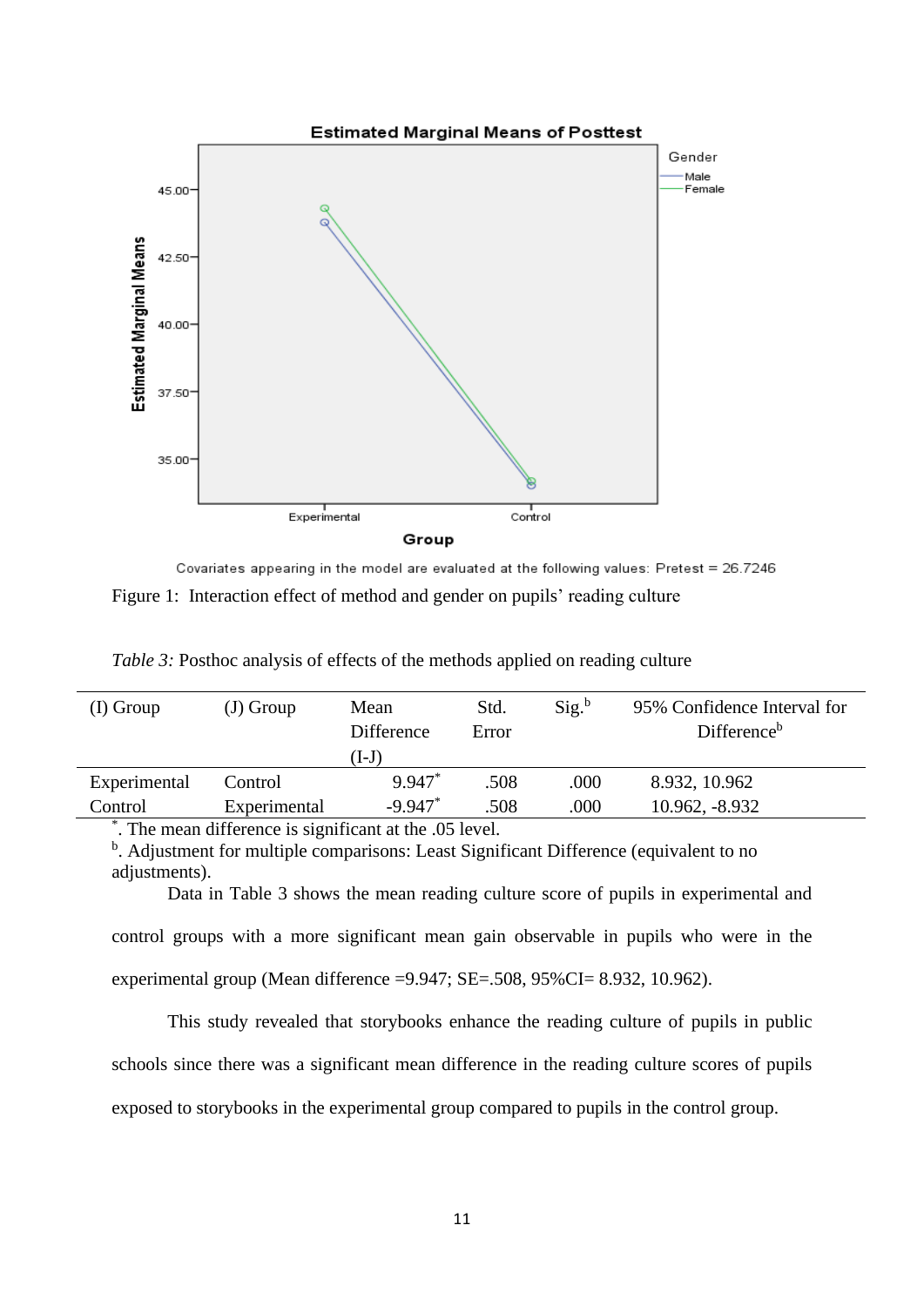Figure 1: Interaction effect of method and gender on pupils' reading culture

*Table 3:* Posthoc analysis of effects of the methods applied on reading culture

| (I) Group | (J) Group | Mean Difference (I-J) | Std. Error | Sig.[b] | 95% Confidence Interval for Difference[b] |
|---|---|---|---|---|---|
| Experimental | Control | 9.947* | .508 | .000 | 8.932, 10.962 |
| Control | Experimental | -9.947* | .508 | .000 | 10.962, -8.932 |

*. The mean difference is significant at the .05 level.
[b]. Adjustment for multiple comparisons: Least Significant Difference (equivalent to no adjustments).

Data in Table 3 shows the mean reading culture score of pupils in experimental and control groups with a more significant mean gain observable in pupils who were in the experimental group (Mean difference =9.947; SE=.508, 95%CI= 8.932, 10.962).

This study revealed that storybooks enhance the reading culture of pupils in public schools since there was a significant mean difference in the reading culture scores of pupils exposed to storybooks in the experimental group compared to pupils in the control group.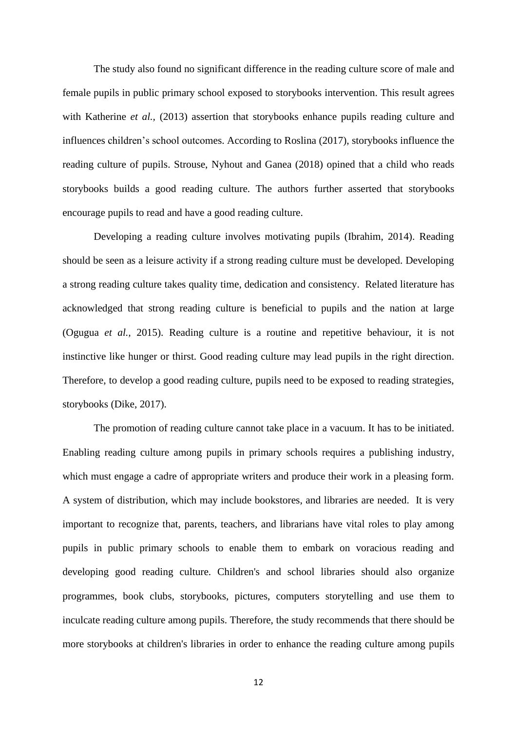The study also found no significant difference in the reading culture score of male and female pupils in public primary school exposed to storybooks intervention. This result agrees with Katherine *et al.,* (2013) assertion that storybooks enhance pupils reading culture and influences children's school outcomes. According to Roslina (2017), storybooks influence the reading culture of pupils. Strouse, Nyhout and Ganea (2018) opined that a child who reads storybooks builds a good reading culture. The authors further asserted that storybooks encourage pupils to read and have a good reading culture.

Developing a reading culture involves motivating pupils (Ibrahim, 2014). Reading should be seen as a leisure activity if a strong reading culture must be developed. Developing a strong reading culture takes quality time, dedication and consistency. Related literature has acknowledged that strong reading culture is beneficial to pupils and the nation at large (Ogugua *et al.,* 2015). Reading culture is a routine and repetitive behaviour, it is not instinctive like hunger or thirst. Good reading culture may lead pupils in the right direction. Therefore, to develop a good reading culture, pupils need to be exposed to reading strategies, storybooks (Dike, 2017).

The promotion of reading culture cannot take place in a vacuum. It has to be initiated. Enabling reading culture among pupils in primary schools requires a publishing industry, which must engage a cadre of appropriate writers and produce their work in a pleasing form. A system of distribution, which may include bookstores, and libraries are needed. It is very important to recognize that, parents, teachers, and librarians have vital roles to play among pupils in public primary schools to enable them to embark on voracious reading and developing good reading culture. Children's and school libraries should also organize programmes, book clubs, storybooks, pictures, computers storytelling and use them to inculcate reading culture among pupils. Therefore, the study recommends that there should be more storybooks at children's libraries in order to enhance the reading culture among pupils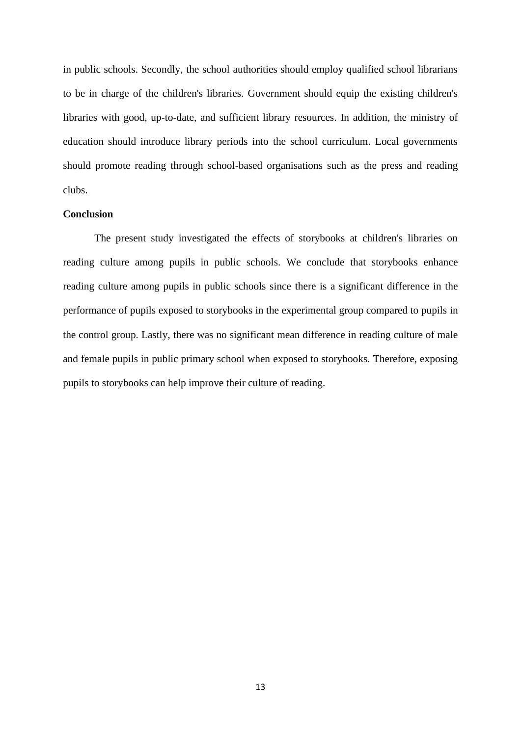in public schools. Secondly, the school authorities should employ qualified school librarians to be in charge of the children's libraries. Government should equip the existing children's libraries with good, up-to-date, and sufficient library resources. In addition, the ministry of education should introduce library periods into the school curriculum. Local governments should promote reading through school-based organisations such as the press and reading clubs.

**Conclusion**

The present study investigated the effects of storybooks at children's libraries on reading culture among pupils in public schools. We conclude that storybooks enhance reading culture among pupils in public schools since there is a significant difference in the performance of pupils exposed to storybooks in the experimental group compared to pupils in the control group. Lastly, there was no significant mean difference in reading culture of male and female pupils in public primary school when exposed to storybooks. Therefore, exposing pupils to storybooks can help improve their culture of reading.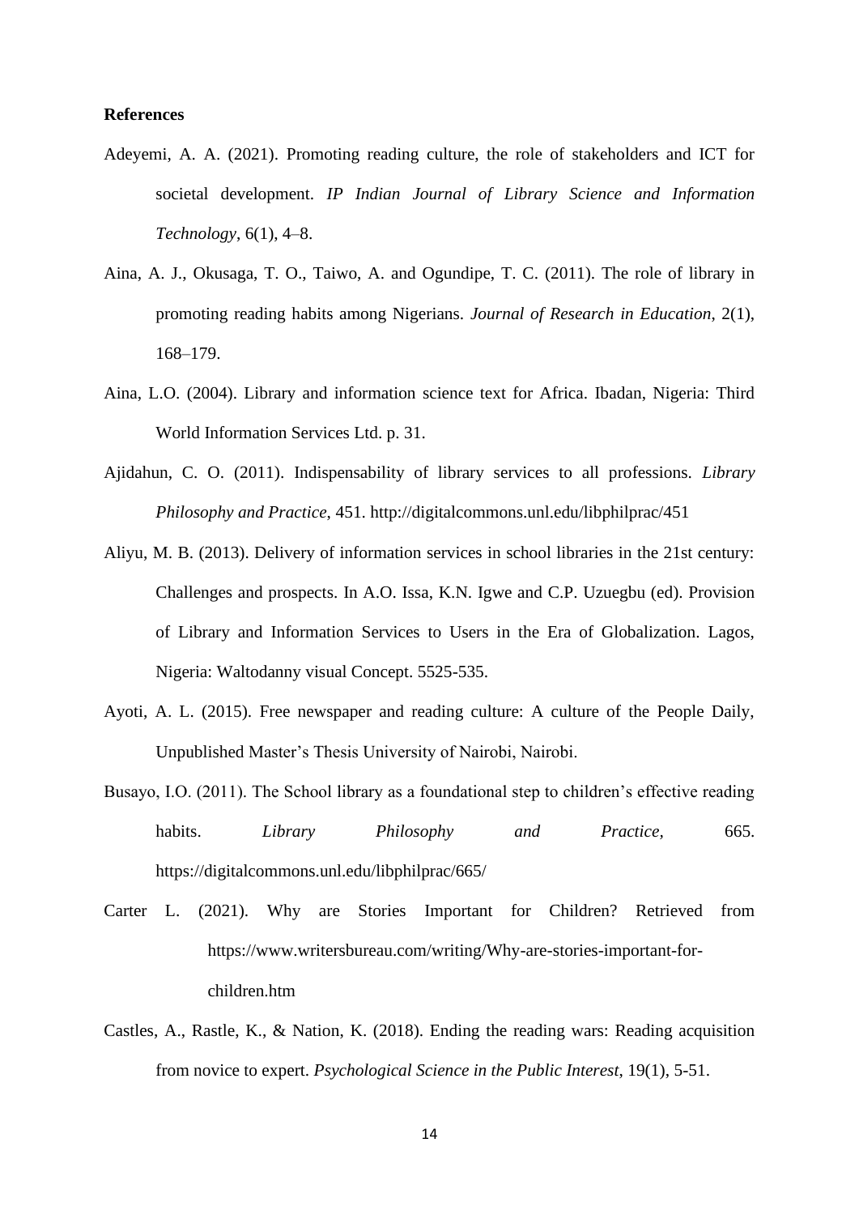**References**

Adeyemi, A. A. (2021). Promoting reading culture, the role of stakeholders and ICT for societal development. *IP Indian Journal of Library Science and Information Technology*, 6(1), 4–8.

Aina, A. J., Okusaga, T. O., Taiwo, A. and Ogundipe, T. C. (2011). The role of library in promoting reading habits among Nigerians. *Journal of Research in Education*, 2(1), 168–179.

Aina, L.O. (2004). Library and information science text for Africa. Ibadan, Nigeria: Third World Information Services Ltd. p. 31.

Ajidahun, C. O. (2011). Indispensability of library services to all professions. *Library Philosophy and Practice*, 451. http://digitalcommons.unl.edu/libphilprac/451

Aliyu, M. B. (2013). Delivery of information services in school libraries in the 21st century: Challenges and prospects. In A.O. Issa, K.N. Igwe and C.P. Uzuegbu (ed). Provision of Library and Information Services to Users in the Era of Globalization. Lagos, Nigeria: Waltodanny visual Concept. 5525-535.

Ayoti, A. L. (2015). Free newspaper and reading culture: A culture of the People Daily, Unpublished Master's Thesis University of Nairobi, Nairobi.

Busayo, I.O. (2011). The School library as a foundational step to children's effective reading habits. *Library Philosophy and Practice*, 665. https://digitalcommons.unl.edu/libphilprac/665/

Carter L. (2021). Why are Stories Important for Children? Retrieved from https://www.writersbureau.com/writing/Why-are-stories-important-for-children.htm

Castles, A., Rastle, K., & Nation, K. (2018). Ending the reading wars: Reading acquisition from novice to expert. *Psychological Science in the Public Interest*, 19(1), 5-51.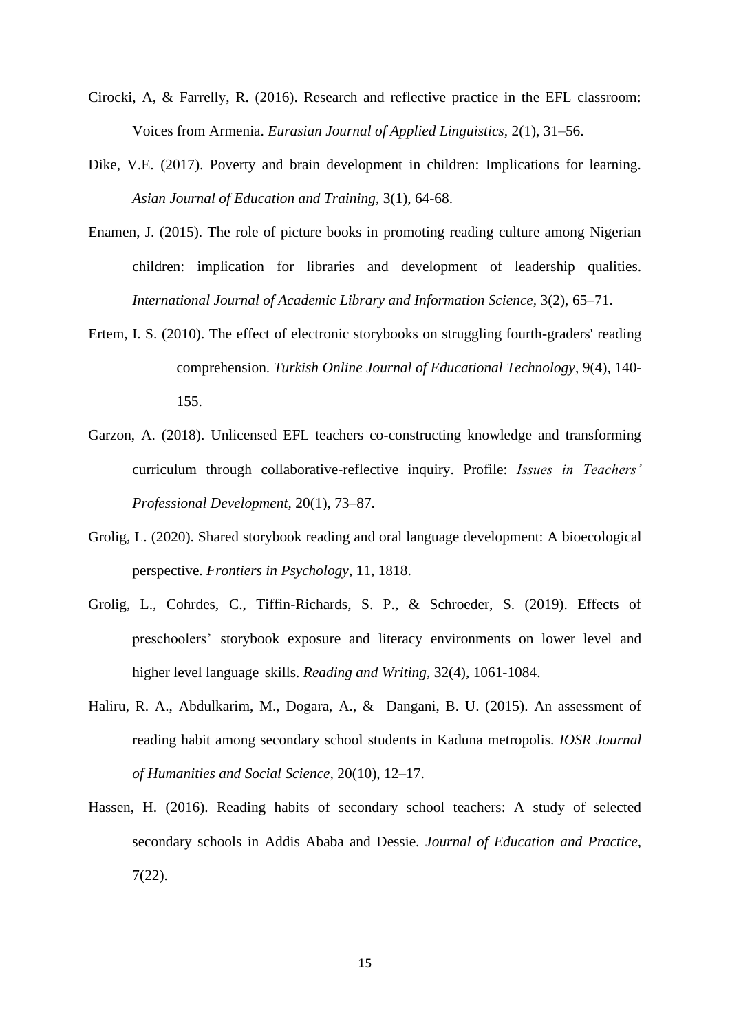Cirocki, A, & Farrelly, R. (2016). Research and reflective practice in the EFL classroom: Voices from Armenia. *Eurasian Journal of Applied Linguistics*, 2(1), 31–56.

Dike, V.E. (2017). Poverty and brain development in children: Implications for learning. *Asian Journal of Education and Training*, 3(1), 64-68.

Enamen, J. (2015). The role of picture books in promoting reading culture among Nigerian children: implication for libraries and development of leadership qualities. *International Journal of Academic Library and Information Science*, 3(2), 65–71.

Ertem, I. S. (2010). The effect of electronic storybooks on struggling fourth-graders' reading comprehension. *Turkish Online Journal of Educational Technology*, 9(4), 140-155.

Garzon, A. (2018). Unlicensed EFL teachers co-constructing knowledge and transforming curriculum through collaborative-reflective inquiry. Profile: *Issues in Teachers' Professional Development*, 20(1), 73–87.

Grolig, L. (2020). Shared storybook reading and oral language development: A bioecological perspective. *Frontiers in Psychology*, 11, 1818.

Grolig, L., Cohrdes, C., Tiffin-Richards, S. P., & Schroeder, S. (2019). Effects of preschoolers' storybook exposure and literacy environments on lower level and higher level language skills. *Reading and Writing*, 32(4), 1061-1084.

Haliru, R. A., Abdulkarim, M., Dogara, A., & Dangani, B. U. (2015). An assessment of reading habit among secondary school students in Kaduna metropolis. *IOSR Journal of Humanities and Social Science*, 20(10), 12–17.

Hassen, H. (2016). Reading habits of secondary school teachers: A study of selected secondary schools in Addis Ababa and Dessie. *Journal of Education and Practice*, 7(22).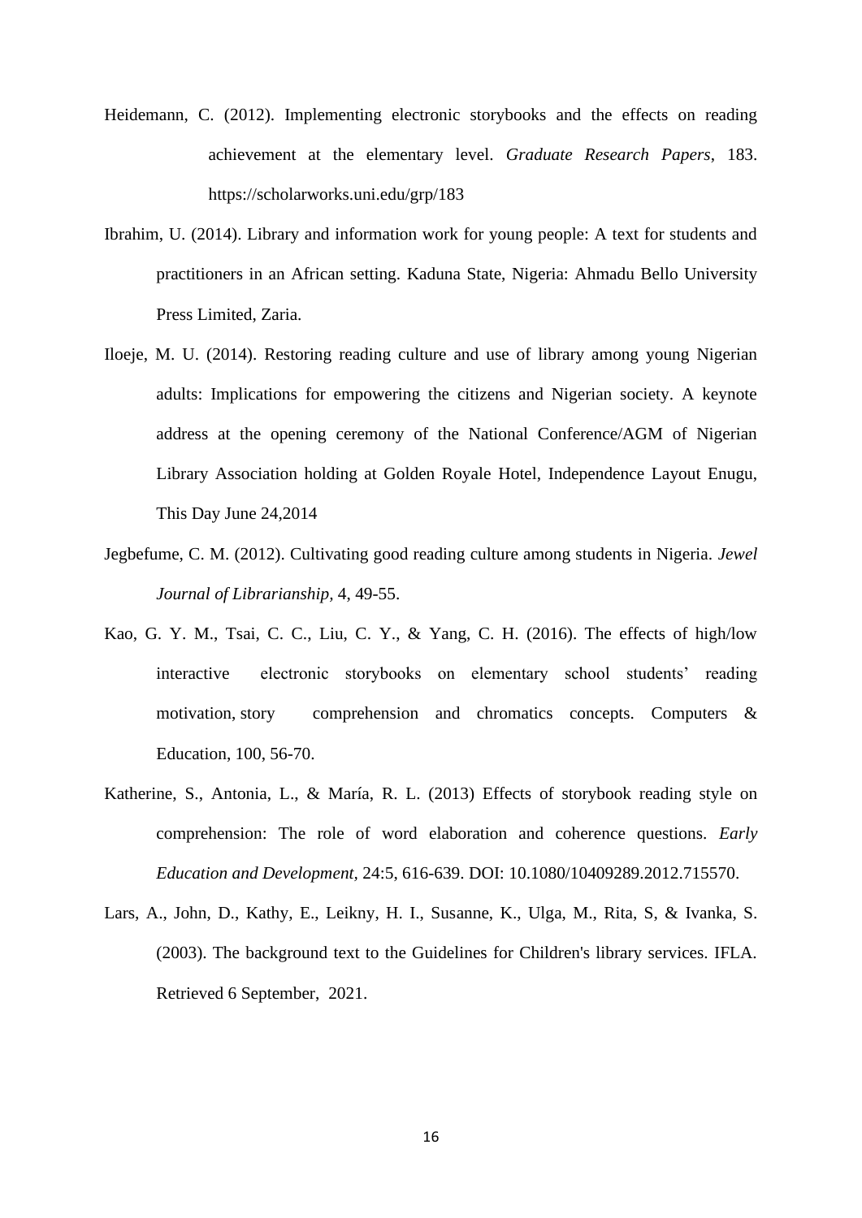Heidemann, C. (2012). Implementing electronic storybooks and the effects on reading achievement at the elementary level. *Graduate Research Papers*, 183. https://scholarworks.uni.edu/grp/183

Ibrahim, U. (2014). Library and information work for young people: A text for students and practitioners in an African setting. Kaduna State, Nigeria: Ahmadu Bello University Press Limited, Zaria.

Iloeje, M. U. (2014). Restoring reading culture and use of library among young Nigerian adults: Implications for empowering the citizens and Nigerian society. A keynote address at the opening ceremony of the National Conference/AGM of Nigerian Library Association holding at Golden Royale Hotel, Independence Layout Enugu, This Day June 24,2014

Jegbefume, C. M. (2012). Cultivating good reading culture among students in Nigeria. *Jewel Journal of Librarianship*, 4, 49-55.

Kao, G. Y. M., Tsai, C. C., Liu, C. Y., & Yang, C. H. (2016). The effects of high/low interactive electronic storybooks on elementary school students' reading motivation, story comprehension and chromatics concepts. Computers & Education, 100, 56-70.

Katherine, S., Antonia, L., & María, R. L. (2013) Effects of storybook reading style on comprehension: The role of word elaboration and coherence questions. *Early Education and Development*, 24:5, 616-639. DOI: 10.1080/10409289.2012.715570.

Lars, A., John, D., Kathy, E., Leikny, H. I., Susanne, K., Ulga, M., Rita, S, & Ivanka, S. (2003). The background text to the Guidelines for Children's library services. IFLA. Retrieved 6 September, 2021.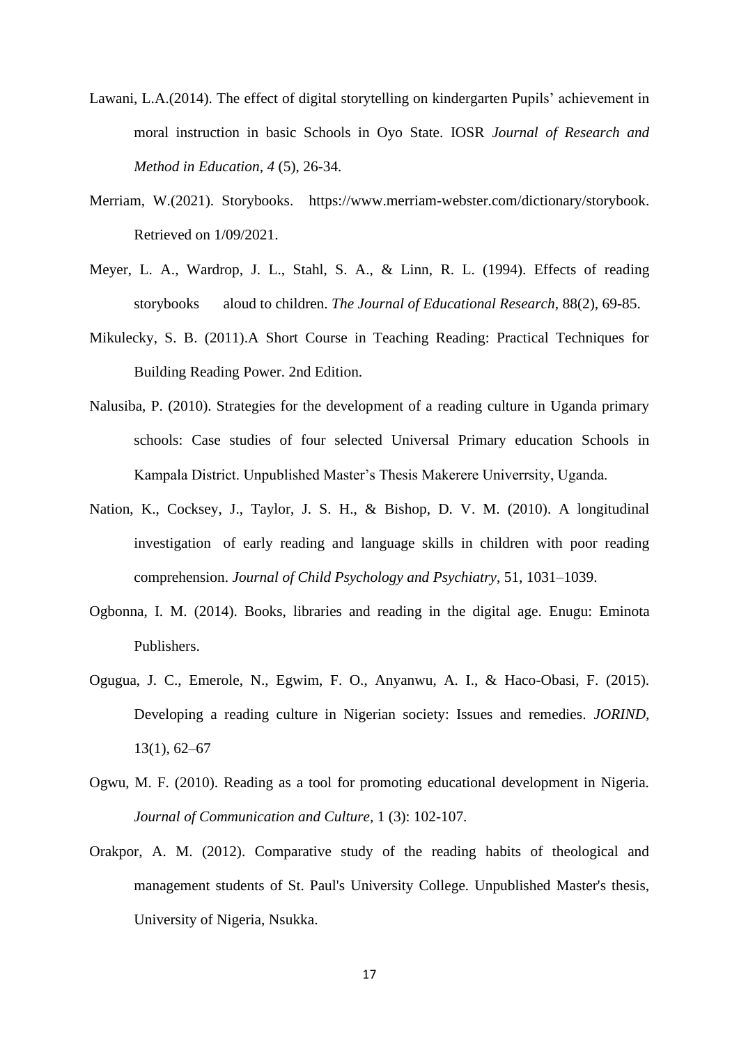Lawani, L.A.(2014). The effect of digital storytelling on kindergarten Pupils' achievement in moral instruction in basic Schools in Oyo State. IOSR *Journal of Research and Method in Education*, *4* (5), 26-34.

Merriam, W.(2021). Storybooks. https://www.merriam-webster.com/dictionary/storybook. Retrieved on 1/09/2021.

Meyer, L. A., Wardrop, J. L., Stahl, S. A., & Linn, R. L. (1994). Effects of reading storybooks aloud to children. *The Journal of Educational Research*, 88(2), 69-85.

Mikulecky, S. B. (2011).A Short Course in Teaching Reading: Practical Techniques for Building Reading Power. 2nd Edition.

Nalusiba, P. (2010). Strategies for the development of a reading culture in Uganda primary schools: Case studies of four selected Universal Primary education Schools in Kampala District. Unpublished Master's Thesis Makerere Univerrsity, Uganda.

Nation, K., Cocksey, J., Taylor, J. S. H., & Bishop, D. V. M. (2010). A longitudinal investigation of early reading and language skills in children with poor reading comprehension. *Journal of Child Psychology and Psychiatry*, 51, 1031–1039.

Ogbonna, I. M. (2014). Books, libraries and reading in the digital age. Enugu: Eminota Publishers.

Ogugua, J. C., Emerole, N., Egwim, F. O., Anyanwu, A. I., & Haco-Obasi, F. (2015). Developing a reading culture in Nigerian society: Issues and remedies. *JORIND*, 13(1), 62–67

Ogwu, M. F. (2010). Reading as a tool for promoting educational development in Nigeria. *Journal of Communication and Culture,* 1 (3): 102-107.

Orakpor, A. M. (2012). Comparative study of the reading habits of theological and management students of St. Paul's University College. Unpublished Master's thesis, University of Nigeria, Nsukka.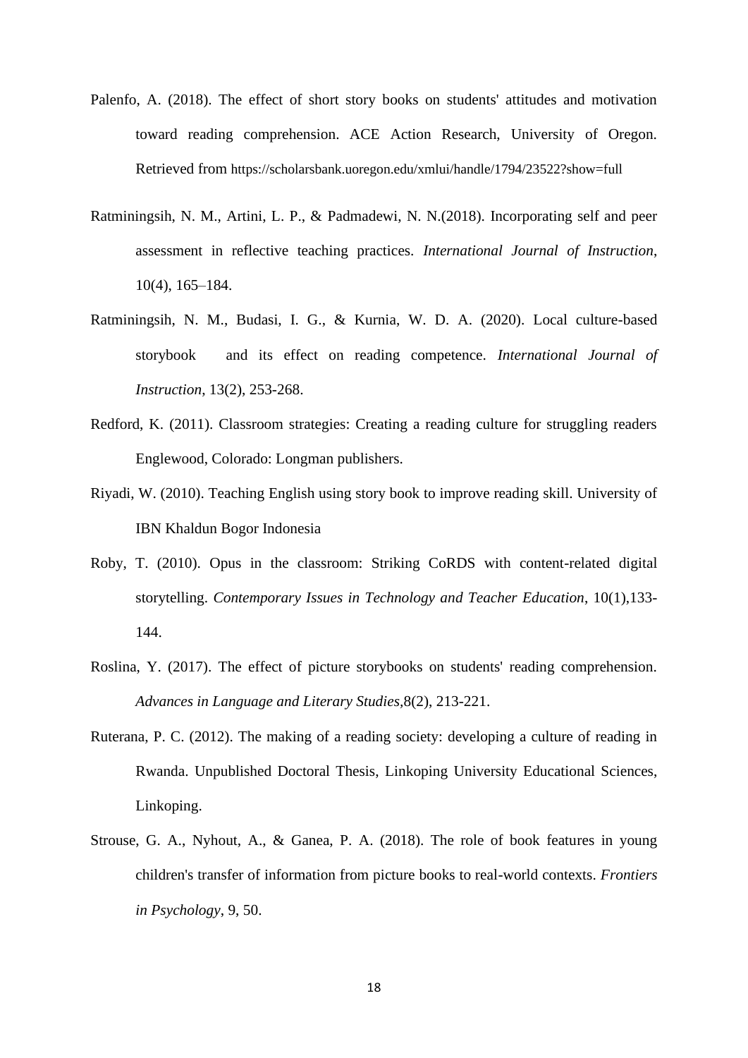Palenfo, A. (2018). The effect of short story books on students' attitudes and motivation toward reading comprehension. ACE Action Research, University of Oregon. Retrieved from https://scholarsbank.uoregon.edu/xmlui/handle/1794/23522?show=full

Ratminingsih, N. M., Artini, L. P., & Padmadewi, N. N.(2018). Incorporating self and peer assessment in reflective teaching practices. *International Journal of Instruction*, 10(4), 165–184.

Ratminingsih, N. M., Budasi, I. G., & Kurnia, W. D. A. (2020). Local culture-based storybook and its effect on reading competence. *International Journal of Instruction*, 13(2), 253-268.

Redford, K. (2011). Classroom strategies: Creating a reading culture for struggling readers Englewood, Colorado: Longman publishers.

Riyadi, W. (2010). Teaching English using story book to improve reading skill. University of IBN Khaldun Bogor Indonesia

Roby, T. (2010). Opus in the classroom: Striking CoRDS with content-related digital storytelling. *Contemporary Issues in Technology and Teacher Education*, 10(1),133-144.

Roslina, Y. (2017). The effect of picture storybooks on students' reading comprehension. *Advances in Language and Literary Studies*,8(2), 213-221.

Ruterana, P. C. (2012). The making of a reading society: developing a culture of reading in Rwanda. Unpublished Doctoral Thesis, Linkoping University Educational Sciences, Linkoping.

Strouse, G. A., Nyhout, A., & Ganea, P. A. (2018). The role of book features in young children's transfer of information from picture books to real-world contexts. *Frontiers in Psychology*, 9, 50.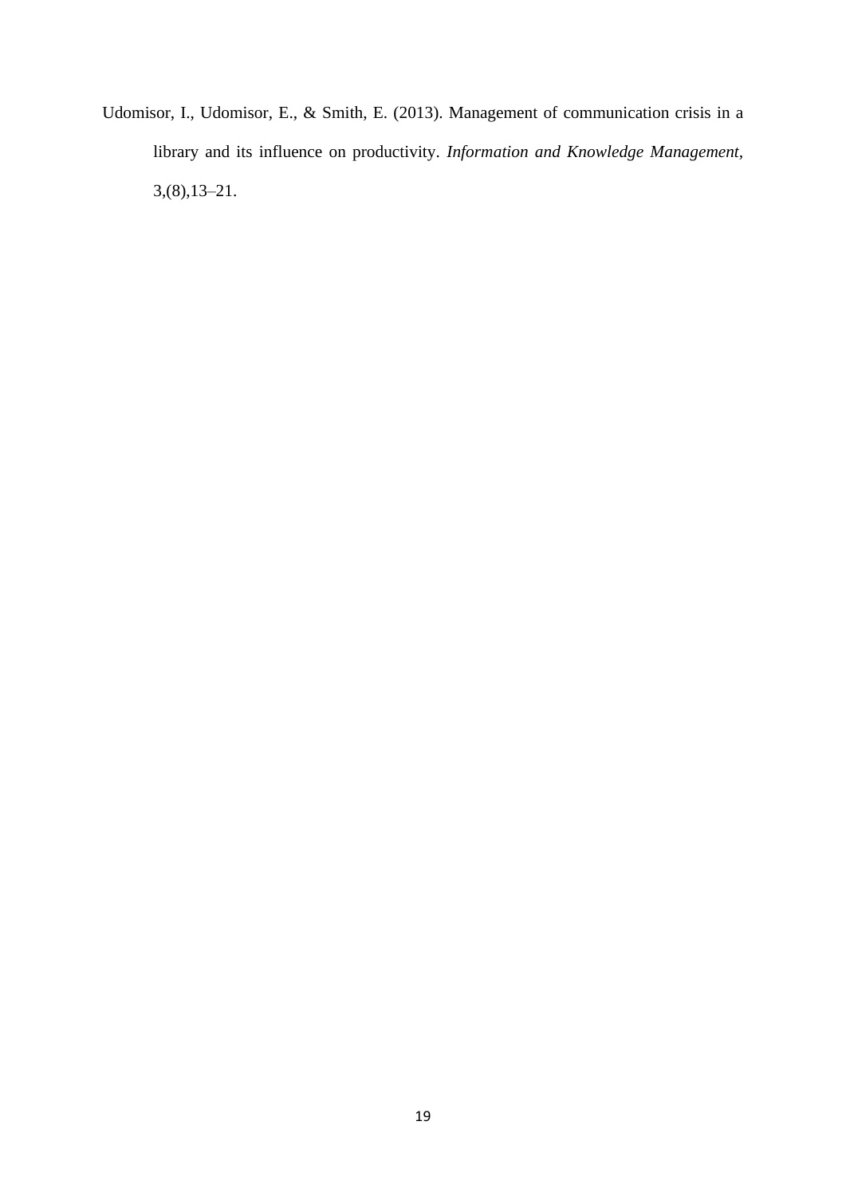Udomisor, I., Udomisor, E., & Smith, E. (2013). Management of communication crisis in a library and its influence on productivity. *Information and Knowledge Management,* 3,(8),13–21.